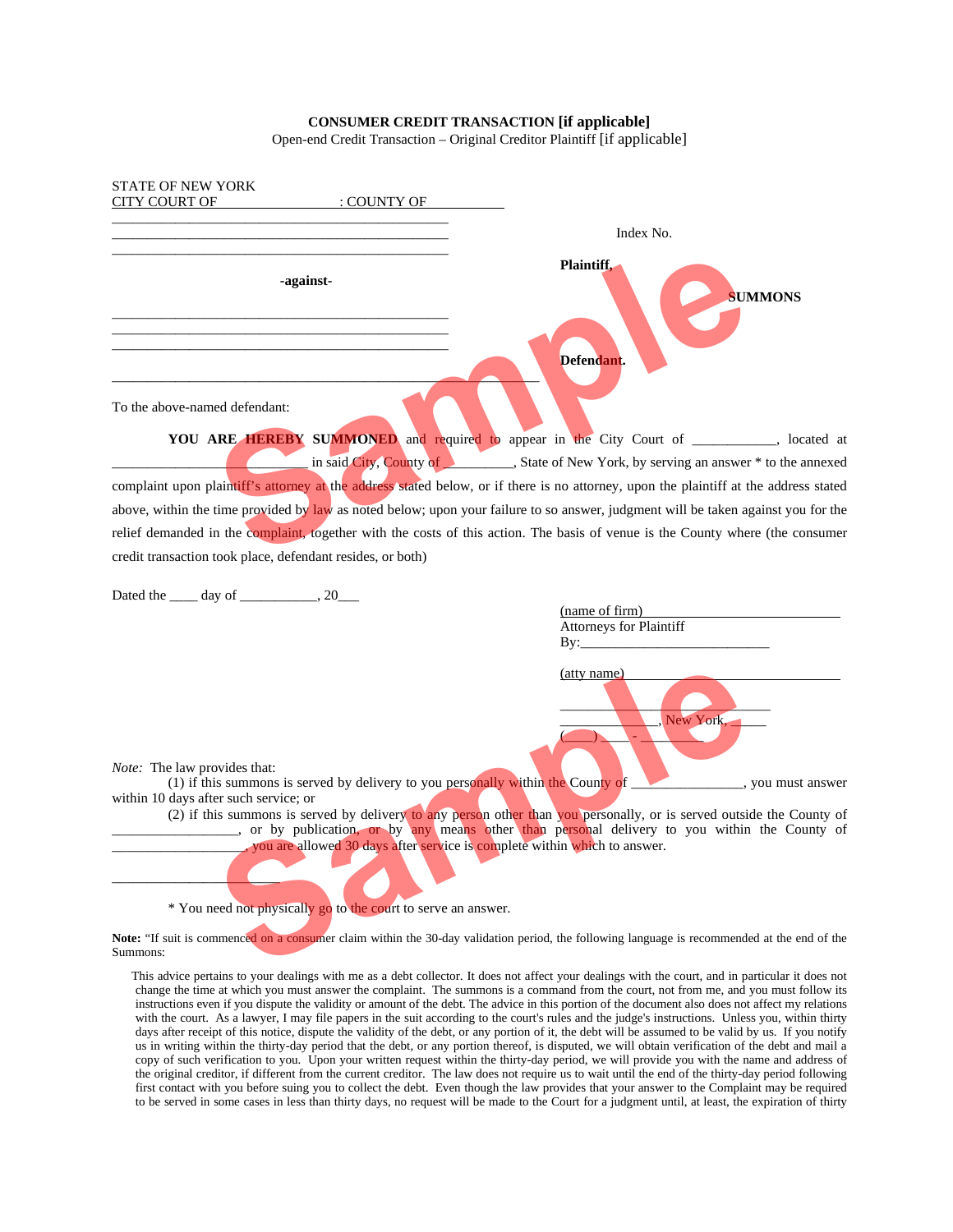**CONSUMER CREDIT TRANSACTION [if applicable]**

Open-end Credit Transaction – Original Creditor Plaintiff [if applicable]

STATE OF NEW YORK
CITY COURT OF ____________________ : COUNTY OF ____________

_______________________________________________
_______________________________________________
_______________________________________________

Index No.

**Plaintiff,**

**-against-**

**SUMMONS**

_______________________________________________
_______________________________________________
_______________________________________________

**Defendant.**

____________________________________________________________

To the above-named defendant:

**YOU ARE HEREBY SUMMONED** and required to appear in the City Court of ____________, located at ________________________ in said City, County of __________, State of New York, by serving an answer * to the annexed complaint upon plaintiff's attorney at the address stated below, or if there is no attorney, upon the plaintiff at the address stated above, within the time provided by law as noted below; upon your failure to so answer, judgment will be taken against you for the relief demanded in the complaint, together with the costs of this action. The basis of venue is the County where (the consumer credit transaction took place, defendant resides, or both)

Dated the ____ day of ___________, 20___

(name of firm)_____________________________
Attorneys for Plaintiff
By:____________________________

(atty name)_________________________________

______________________________
______________, New York, _____
(_____) _____ - _________

*Note:* The law provides that:

(1) if this summons is served by delivery to you personally within the County of ________________, you must answer within 10 days after such service; or

(2) if this summons is served by delivery to any person other than you personally, or is served outside the County of __________________, or by publication, or by any means other than personal delivery to you within the County of ___________________, you are allowed 30 days after service is complete within which to answer.

________________________

* You need not physically go to the court to serve an answer.

**Note:** "If suit is commenced on a consumer claim within the 30-day validation period, the following language is recommended at the end of the Summons:

This advice pertains to your dealings with me as a debt collector. It does not affect your dealings with the court, and in particular it does not change the time at which you must answer the complaint. The summons is a command from the court, not from me, and you must follow its instructions even if you dispute the validity or amount of the debt. The advice in this portion of the document also does not affect my relations with the court. As a lawyer, I may file papers in the suit according to the court's rules and the judge's instructions. Unless you, within thirty days after receipt of this notice, dispute the validity of the debt, or any portion of it, the debt will be assumed to be valid by us. If you notify us in writing within the thirty-day period that the debt, or any portion thereof, is disputed, we will obtain verification of the debt and mail a copy of such verification to you. Upon your written request within the thirty-day period, we will provide you with the name and address of the original creditor, if different from the current creditor. The law does not require us to wait until the end of the thirty-day period following first contact with you before suing you to collect the debt. Even though the law provides that your answer to the Complaint may be required to be served in some cases in less than thirty days, no request will be made to the Court for a judgment until, at least, the expiration of thirty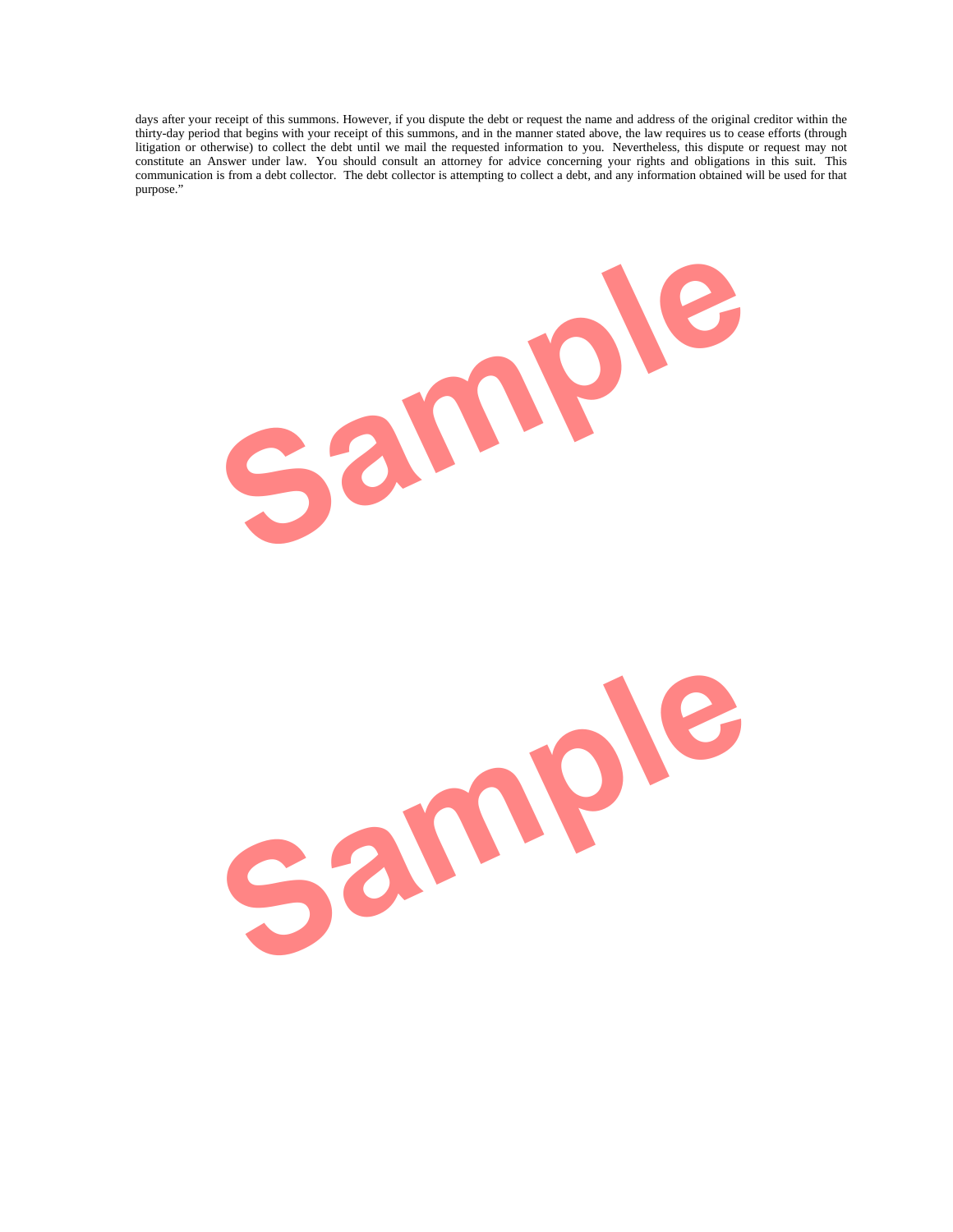days after your receipt of this summons. However, if you dispute the debt or request the name and address of the original creditor within the thirty-day period that begins with your receipt of this summons, and in the manner stated above, the law requires us to cease efforts (through litigation or otherwise) to collect the debt until we mail the requested information to you. Nevertheless, this dispute or request may not constitute an Answer under law. You should consult an attorney for advice concerning your rights and obligations in this suit. This communication is from a debt collector. The debt collector is attempting to collect a debt, and any information obtained will be used for that purpose."

Sample

Sample